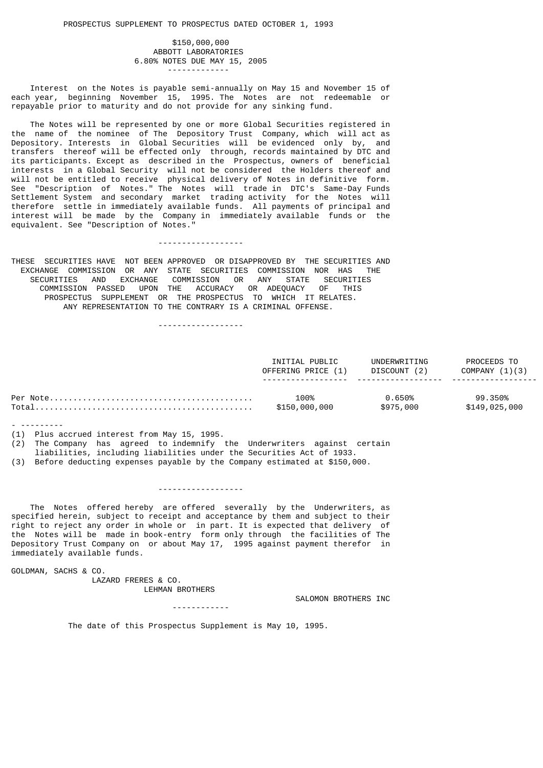PROSPECTUS SUPPLEMENT TO PROSPECTUS DATED OCTOBER 1, 1993

# $150,000,000
# ABBOTT LABORATORIES
## 6.80% NOTES DUE MAY 15, 2005

---

Interest on the Notes is payable semi-annually on May 15 and November 15 of each year, beginning November 15, 1995. The Notes are not redeemable or repayable prior to maturity and do not provide for any sinking fund.

The Notes will be represented by one or more Global Securities registered in the name of the nominee of The Depository Trust Company, which will act as Depository. Interests in Global Securities will be evidenced only by, and transfers thereof will be effected only through, records maintained by DTC and its participants. Except as described in the Prospectus, owners of beneficial interests in a Global Security will not be considered the Holders thereof and will not be entitled to receive physical delivery of Notes in definitive form. See "Description of Notes." The Notes will trade in DTC's Same-Day Funds Settlement System and secondary market trading activity for the Notes will therefore settle in immediately available funds. All payments of principal and interest will be made by the Company in immediately available funds or the equivalent. See "Description of Notes."

---

THESE SECURITIES HAVE NOT BEEN APPROVED OR DISAPPROVED BY THE SECURITIES AND EXCHANGE COMMISSION OR ANY STATE SECURITIES COMMISSION NOR HAS THE SECURITIES AND EXCHANGE COMMISSION OR ANY STATE SECURITIES COMMISSION PASSED UPON THE ACCURACY OR ADEQUACY OF THIS PROSPECTUS SUPPLEMENT OR THE PROSPECTUS TO WHICH IT RELATES. ANY REPRESENTATION TO THE CONTRARY IS A CRIMINAL OFFENSE.

---

| | INITIAL PUBLIC OFFERING PRICE (1) | UNDERWRITING DISCOUNT (2) | PROCEEDS TO COMPANY (1)(3) |
|---|---|---|---|
| Per Note | 100% | 0.650% | 99.350% |
| Total | $150,000,000 | $975,000 | $149,025,000 |

- (1) Plus accrued interest from May 15, 1995.
- (2) The Company has agreed to indemnify the Underwriters against certain liabilities, including liabilities under the Securities Act of 1933.
- (3) Before deducting expenses payable by the Company estimated at $150,000.

---

The Notes offered hereby are offered severally by the Underwriters, as specified herein, subject to receipt and acceptance by them and subject to their right to reject any order in whole or in part. It is expected that delivery of the Notes will be made in book-entry form only through the facilities of The Depository Trust Company on or about May 17, 1995 against payment therefor in immediately available funds.

GOLDMAN, SACHS & CO.

LAZARD FRERES & CO.

LEHMAN BROTHERS

SALOMON BROTHERS INC

---

The date of this Prospectus Supplement is May 10, 1995.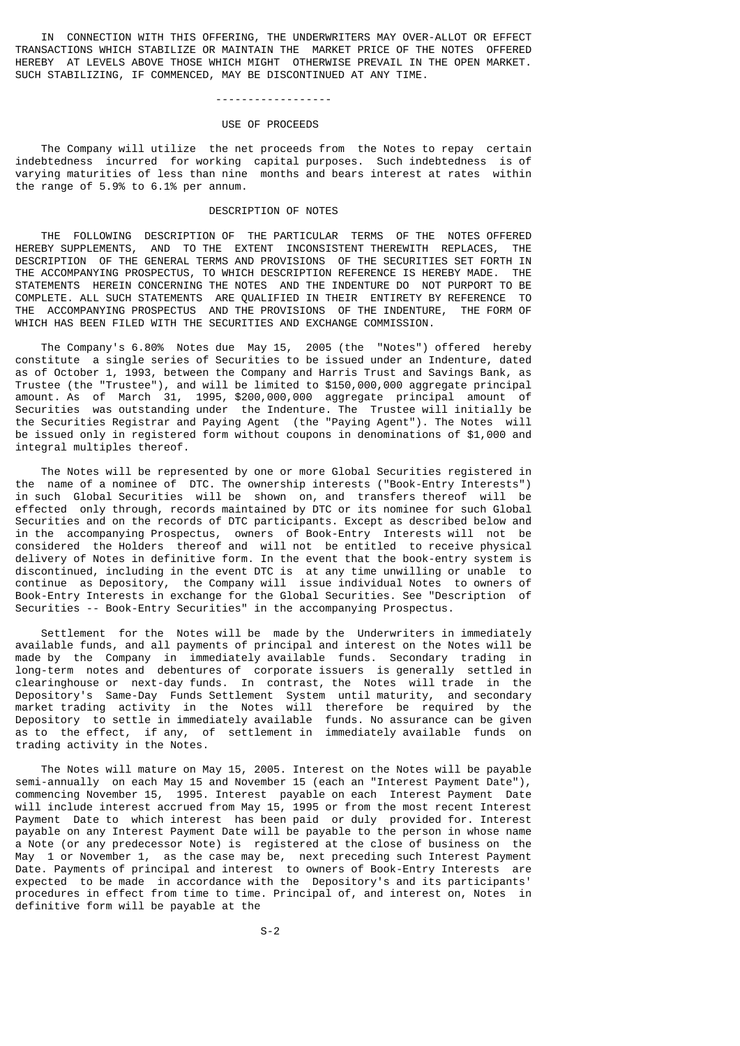IN CONNECTION WITH THIS OFFERING, THE UNDERWRITERS MAY OVER-ALLOT OR EFFECT TRANSACTIONS WHICH STABILIZE OR MAINTAIN THE MARKET PRICE OF THE NOTES OFFERED HEREBY AT LEVELS ABOVE THOSE WHICH MIGHT OTHERWISE PREVAIL IN THE OPEN MARKET. SUCH STABILIZING, IF COMMENCED, MAY BE DISCONTINUED AT ANY TIME.

------------------

## USE OF PROCEEDS

The Company will utilize the net proceeds from the Notes to repay certain indebtedness incurred for working capital purposes. Such indebtedness is of varying maturities of less than nine months and bears interest at rates within the range of 5.9% to 6.1% per annum.

## DESCRIPTION OF NOTES

THE FOLLOWING DESCRIPTION OF THE PARTICULAR TERMS OF THE NOTES OFFERED HEREBY SUPPLEMENTS, AND TO THE EXTENT INCONSISTENT THEREWITH REPLACES, THE DESCRIPTION OF THE GENERAL TERMS AND PROVISIONS OF THE SECURITIES SET FORTH IN THE ACCOMPANYING PROSPECTUS, TO WHICH DESCRIPTION REFERENCE IS HEREBY MADE. THE STATEMENTS HEREIN CONCERNING THE NOTES AND THE INDENTURE DO NOT PURPORT TO BE COMPLETE. ALL SUCH STATEMENTS ARE QUALIFIED IN THEIR ENTIRETY BY REFERENCE TO THE ACCOMPANYING PROSPECTUS AND THE PROVISIONS OF THE INDENTURE, THE FORM OF WHICH HAS BEEN FILED WITH THE SECURITIES AND EXCHANGE COMMISSION.

The Company's 6.80% Notes due May 15, 2005 (the "Notes") offered hereby constitute a single series of Securities to be issued under an Indenture, dated as of October 1, 1993, between the Company and Harris Trust and Savings Bank, as Trustee (the "Trustee"), and will be limited to $150,000,000 aggregate principal amount. As of March 31, 1995, $200,000,000 aggregate principal amount of Securities was outstanding under the Indenture. The Trustee will initially be the Securities Registrar and Paying Agent (the "Paying Agent"). The Notes will be issued only in registered form without coupons in denominations of $1,000 and integral multiples thereof.

The Notes will be represented by one or more Global Securities registered in the name of a nominee of DTC. The ownership interests ("Book-Entry Interests") in such Global Securities will be shown on, and transfers thereof will be effected only through, records maintained by DTC or its nominee for such Global Securities and on the records of DTC participants. Except as described below and in the accompanying Prospectus, owners of Book-Entry Interests will not be considered the Holders thereof and will not be entitled to receive physical delivery of Notes in definitive form. In the event that the book-entry system is discontinued, including in the event DTC is at any time unwilling or unable to continue as Depository, the Company will issue individual Notes to owners of Book-Entry Interests in exchange for the Global Securities. See "Description of Securities -- Book-Entry Securities" in the accompanying Prospectus.

Settlement for the Notes will be made by the Underwriters in immediately available funds, and all payments of principal and interest on the Notes will be made by the Company in immediately available funds. Secondary trading in long-term notes and debentures of corporate issuers is generally settled in clearinghouse or next-day funds. In contrast, the Notes will trade in the Depository's Same-Day Funds Settlement System until maturity, and secondary market trading activity in the Notes will therefore be required by the Depository to settle in immediately available funds. No assurance can be given as to the effect, if any, of settlement in immediately available funds on trading activity in the Notes.

The Notes will mature on May 15, 2005. Interest on the Notes will be payable semi-annually on each May 15 and November 15 (each an "Interest Payment Date"), commencing November 15, 1995. Interest payable on each Interest Payment Date will include interest accrued from May 15, 1995 or from the most recent Interest Payment Date to which interest has been paid or duly provided for. Interest payable on any Interest Payment Date will be payable to the person in whose name a Note (or any predecessor Note) is registered at the close of business on the May 1 or November 1, as the case may be, next preceding such Interest Payment Date. Payments of principal and interest to owners of Book-Entry Interests are expected to be made in accordance with the Depository's and its participants' procedures in effect from time to time. Principal of, and interest on, Notes in definitive form will be payable at the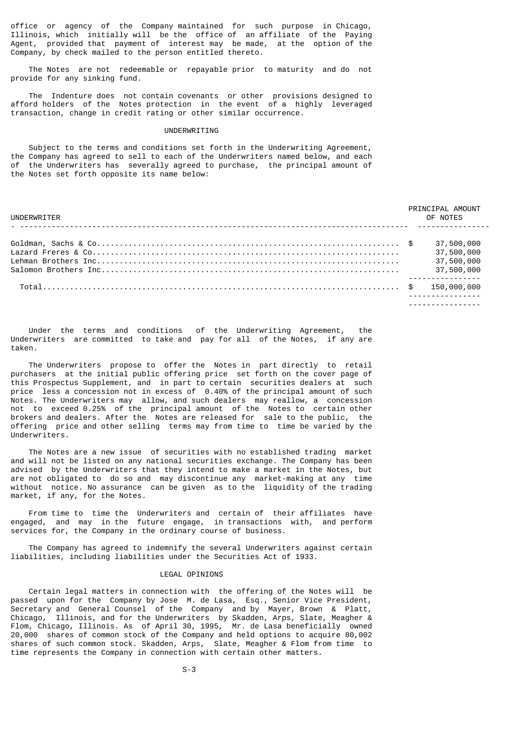office or agency of the Company maintained for such purpose in Chicago, Illinois, which initially will be the office of an affiliate of the Paying Agent, provided that payment of interest may be made, at the option of the Company, by check mailed to the person entitled thereto.

The Notes are not redeemable or repayable prior to maturity and do not provide for any sinking fund.

The Indenture does not contain covenants or other provisions designed to afford holders of the Notes protection in the event of a highly leveraged transaction, change in credit rating or other similar occurrence.

## UNDERWRITING

Subject to the terms and conditions set forth in the Underwriting Agreement, the Company has agreed to sell to each of the Underwriters named below, and each of the Underwriters has severally agreed to purchase, the principal amount of the Notes set forth opposite its name below:

| UNDERWRITER | PRINCIPAL AMOUNT OF NOTES |
|---|---|
| Goldman, Sachs & Co. | $ 37,500,000 |
| Lazard Freres & Co. | 37,500,000 |
| Lehman Brothers Inc. | 37,500,000 |
| Salomon Brothers Inc. | 37,500,000 |
| Total | $ 150,000,000 |

Under the terms and conditions of the Underwriting Agreement, the Underwriters are committed to take and pay for all of the Notes, if any are taken.

The Underwriters propose to offer the Notes in part directly to retail purchasers at the initial public offering price set forth on the cover page of this Prospectus Supplement, and in part to certain securities dealers at such price less a concession not in excess of 0.40% of the principal amount of such Notes. The Underwriters may allow, and such dealers may reallow, a concession not to exceed 0.25% of the principal amount of the Notes to certain other brokers and dealers. After the Notes are released for sale to the public, the offering price and other selling terms may from time to time be varied by the Underwriters.

The Notes are a new issue of securities with no established trading market and will not be listed on any national securities exchange. The Company has been advised by the Underwriters that they intend to make a market in the Notes, but are not obligated to do so and may discontinue any market-making at any time without notice. No assurance can be given as to the liquidity of the trading market, if any, for the Notes.

From time to time the Underwriters and certain of their affiliates have engaged, and may in the future engage, in transactions with, and perform services for, the Company in the ordinary course of business.

The Company has agreed to indemnify the several Underwriters against certain liabilities, including liabilities under the Securities Act of 1933.

## LEGAL OPINIONS

Certain legal matters in connection with the offering of the Notes will be passed upon for the Company by Jose M. de Lasa, Esq., Senior Vice President, Secretary and General Counsel of the Company and by Mayer, Brown & Platt, Chicago, Illinois, and for the Underwriters by Skadden, Arps, Slate, Meagher & Flom, Chicago, Illinois. As of April 30, 1995, Mr. de Lasa beneficially owned 20,000 shares of common stock of the Company and held options to acquire 80,002 shares of such common stock. Skadden, Arps, Slate, Meagher & Flom from time to time represents the Company in connection with certain other matters.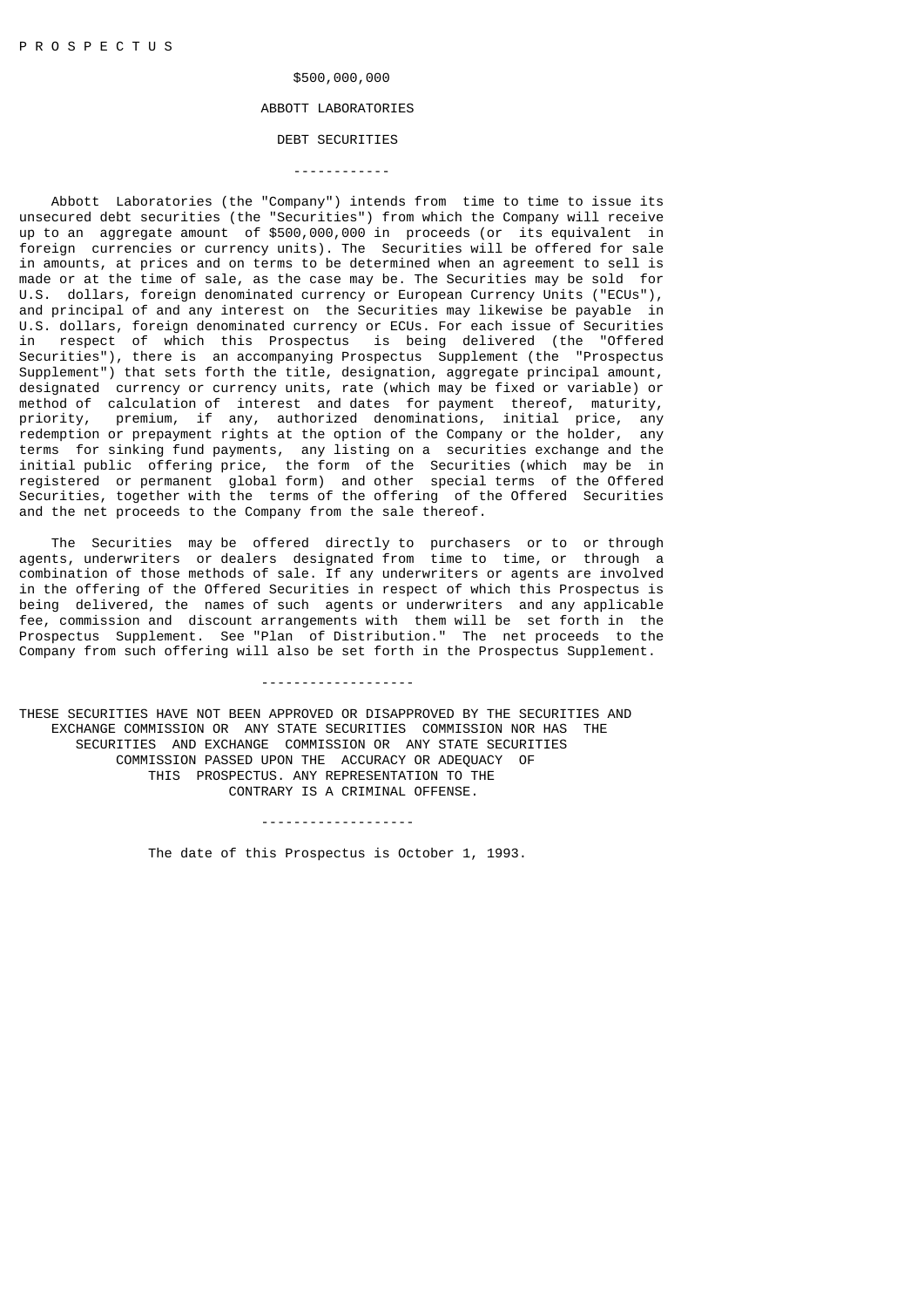P R O S P E C T U S

$500,000,000

# ABBOTT LABORATORIES

## DEBT SECURITIES

------------

Abbott Laboratories (the "Company") intends from time to time to issue its unsecured debt securities (the "Securities") from which the Company will receive up to an aggregate amount of $500,000,000 in proceeds (or its equivalent in foreign currencies or currency units). The Securities will be offered for sale in amounts, at prices and on terms to be determined when an agreement to sell is made or at the time of sale, as the case may be. The Securities may be sold for U.S. dollars, foreign denominated currency or European Currency Units ("ECUs"), and principal of and any interest on the Securities may likewise be payable in U.S. dollars, foreign denominated currency or ECUs. For each issue of Securities in respect of which this Prospectus is being delivered (the "Offered Securities"), there is an accompanying Prospectus Supplement (the "Prospectus Supplement") that sets forth the title, designation, aggregate principal amount, designated currency or currency units, rate (which may be fixed or variable) or method of calculation of interest and dates for payment thereof, maturity, priority, premium, if any, authorized denominations, initial price, any redemption or prepayment rights at the option of the Company or the holder, any terms for sinking fund payments, any listing on a securities exchange and the initial public offering price, the form of the Securities (which may be in registered or permanent global form) and other special terms of the Offered Securities, together with the terms of the offering of the Offered Securities and the net proceeds to the Company from the sale thereof.

The Securities may be offered directly to purchasers or to or through agents, underwriters or dealers designated from time to time, or through a combination of those methods of sale. If any underwriters or agents are involved in the offering of the Offered Securities in respect of which this Prospectus is being delivered, the names of such agents or underwriters and any applicable fee, commission and discount arrangements with them will be set forth in the Prospectus Supplement. See "Plan of Distribution." The net proceeds to the Company from such offering will also be set forth in the Prospectus Supplement.

-------------------

THESE SECURITIES HAVE NOT BEEN APPROVED OR DISAPPROVED BY THE SECURITIES AND EXCHANGE COMMISSION OR ANY STATE SECURITIES COMMISSION NOR HAS THE SECURITIES AND EXCHANGE COMMISSION OR ANY STATE SECURITIES COMMISSION PASSED UPON THE ACCURACY OR ADEQUACY OF THIS PROSPECTUS. ANY REPRESENTATION TO THE CONTRARY IS A CRIMINAL OFFENSE.

-------------------

The date of this Prospectus is October 1, 1993.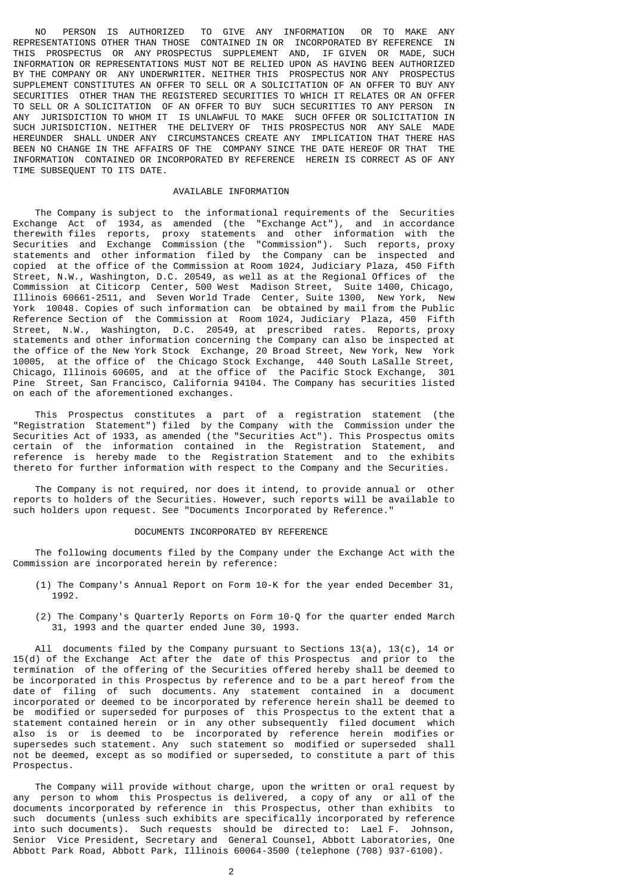NO PERSON IS AUTHORIZED TO GIVE ANY INFORMATION OR TO MAKE ANY REPRESENTATIONS OTHER THAN THOSE CONTAINED IN OR INCORPORATED BY REFERENCE IN THIS PROSPECTUS OR ANY PROSPECTUS SUPPLEMENT AND, IF GIVEN OR MADE, SUCH INFORMATION OR REPRESENTATIONS MUST NOT BE RELIED UPON AS HAVING BEEN AUTHORIZED BY THE COMPANY OR ANY UNDERWRITER. NEITHER THIS PROSPECTUS NOR ANY PROSPECTUS SUPPLEMENT CONSTITUTES AN OFFER TO SELL OR A SOLICITATION OF AN OFFER TO BUY ANY SECURITIES OTHER THAN THE REGISTERED SECURITIES TO WHICH IT RELATES OR AN OFFER TO SELL OR A SOLICITATION OF AN OFFER TO BUY SUCH SECURITIES TO ANY PERSON IN ANY JURISDICTION TO WHOM IT IS UNLAWFUL TO MAKE SUCH OFFER OR SOLICITATION IN SUCH JURISDICTION. NEITHER THE DELIVERY OF THIS PROSPECTUS NOR ANY SALE MADE HEREUNDER SHALL UNDER ANY CIRCUMSTANCES CREATE ANY IMPLICATION THAT THERE HAS BEEN NO CHANGE IN THE AFFAIRS OF THE COMPANY SINCE THE DATE HEREOF OR THAT THE INFORMATION CONTAINED OR INCORPORATED BY REFERENCE HEREIN IS CORRECT AS OF ANY TIME SUBSEQUENT TO ITS DATE.

## AVAILABLE INFORMATION

The Company is subject to the informational requirements of the Securities Exchange Act of 1934, as amended (the "Exchange Act"), and in accordance therewith files reports, proxy statements and other information with the Securities and Exchange Commission (the "Commission"). Such reports, proxy statements and other information filed by the Company can be inspected and copied at the office of the Commission at Room 1024, Judiciary Plaza, 450 Fifth Street, N.W., Washington, D.C. 20549, as well as at the Regional Offices of the Commission at Citicorp Center, 500 West Madison Street, Suite 1400, Chicago, Illinois 60661-2511, and Seven World Trade Center, Suite 1300, New York, New York 10048. Copies of such information can be obtained by mail from the Public Reference Section of the Commission at Room 1024, Judiciary Plaza, 450 Fifth Street, N.W., Washington, D.C. 20549, at prescribed rates. Reports, proxy statements and other information concerning the Company can also be inspected at the office of the New York Stock Exchange, 20 Broad Street, New York, New York 10005, at the office of the Chicago Stock Exchange, 440 South LaSalle Street, Chicago, Illinois 60605, and at the office of the Pacific Stock Exchange, 301 Pine Street, San Francisco, California 94104. The Company has securities listed on each of the aforementioned exchanges.

This Prospectus constitutes a part of a registration statement (the "Registration Statement") filed by the Company with the Commission under the Securities Act of 1933, as amended (the "Securities Act"). This Prospectus omits certain of the information contained in the Registration Statement, and reference is hereby made to the Registration Statement and to the exhibits thereto for further information with respect to the Company and the Securities.

The Company is not required, nor does it intend, to provide annual or other reports to holders of the Securities. However, such reports will be available to such holders upon request. See "Documents Incorporated by Reference."

## DOCUMENTS INCORPORATED BY REFERENCE

The following documents filed by the Company under the Exchange Act with the Commission are incorporated herein by reference:

(1) The Company's Annual Report on Form 10-K for the year ended December 31, 1992.

(2) The Company's Quarterly Reports on Form 10-Q for the quarter ended March 31, 1993 and the quarter ended June 30, 1993.

All documents filed by the Company pursuant to Sections 13(a), 13(c), 14 or 15(d) of the Exchange Act after the date of this Prospectus and prior to the termination of the offering of the Securities offered hereby shall be deemed to be incorporated in this Prospectus by reference and to be a part hereof from the date of filing of such documents. Any statement contained in a document incorporated or deemed to be incorporated by reference herein shall be deemed to be modified or superseded for purposes of this Prospectus to the extent that a statement contained herein or in any other subsequently filed document which also is or is deemed to be incorporated by reference herein modifies or supersedes such statement. Any such statement so modified or superseded shall not be deemed, except as so modified or superseded, to constitute a part of this Prospectus.

The Company will provide without charge, upon the written or oral request by any person to whom this Prospectus is delivered, a copy of any or all of the documents incorporated by reference in this Prospectus, other than exhibits to such documents (unless such exhibits are specifically incorporated by reference into such documents). Such requests should be directed to: Lael F. Johnson, Senior Vice President, Secretary and General Counsel, Abbott Laboratories, One Abbott Park Road, Abbott Park, Illinois 60064-3500 (telephone (708) 937-6100).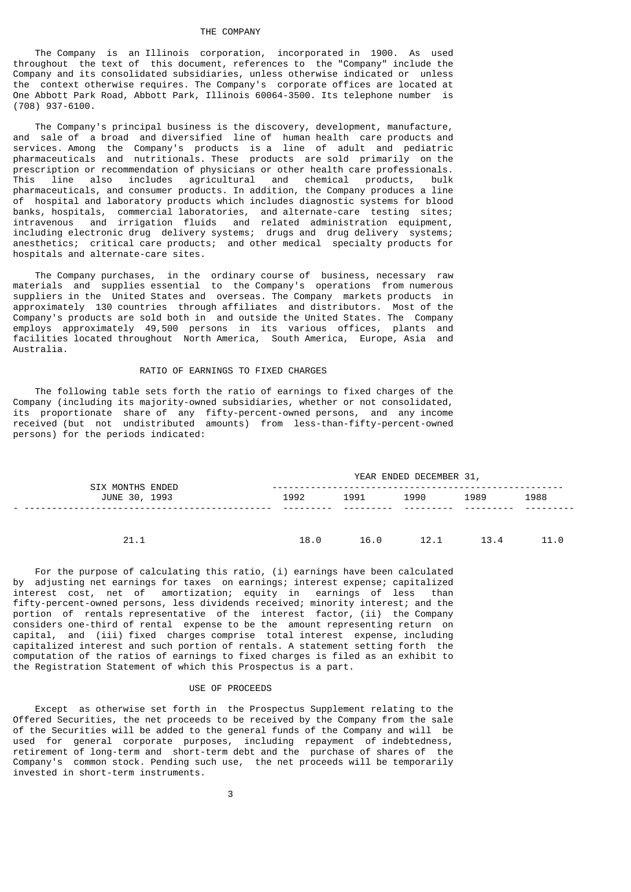## THE COMPANY

The Company is an Illinois corporation, incorporated in 1900. As used throughout the text of this document, references to the "Company" include the Company and its consolidated subsidiaries, unless otherwise indicated or unless the context otherwise requires. The Company's corporate offices are located at One Abbott Park Road, Abbott Park, Illinois 60064-3500. Its telephone number is (708) 937-6100.

The Company's principal business is the discovery, development, manufacture, and sale of a broad and diversified line of human health care products and services. Among the Company's products is a line of adult and pediatric pharmaceuticals and nutritionals. These products are sold primarily on the prescription or recommendation of physicians or other health care professionals. This line also includes agricultural and chemical products, bulk pharmaceuticals, and consumer products. In addition, the Company produces a line of hospital and laboratory products which includes diagnostic systems for blood banks, hospitals, commercial laboratories, and alternate-care testing sites; intravenous and irrigation fluids and related administration equipment, including electronic drug delivery systems; drugs and drug delivery systems; anesthetics; critical care products; and other medical specialty products for hospitals and alternate-care sites.

The Company purchases, in the ordinary course of business, necessary raw materials and supplies essential to the Company's operations from numerous suppliers in the United States and overseas. The Company markets products in approximately 130 countries through affiliates and distributors. Most of the Company's products are sold both in and outside the United States. The Company employs approximately 49,500 persons in its various offices, plants and facilities located throughout North America, South America, Europe, Asia and Australia.

## RATIO OF EARNINGS TO FIXED CHARGES

The following table sets forth the ratio of earnings to fixed charges of the Company (including its majority-owned subsidiaries, whether or not consolidated, its proportionate share of any fifty-percent-owned persons, and any income received (but not undistributed amounts) from less-than-fifty-percent-owned persons) for the periods indicated:

| SIX MONTHS ENDED JUNE 30, 1993 | YEAR ENDED DECEMBER 31, | | | | |
|---|---|---|---|---|---|
| | 1992 | 1991 | 1990 | 1989 | 1988 |
| 21.1 | 18.0 | 16.0 | 12.1 | 13.4 | 11.0 |

For the purpose of calculating this ratio, (i) earnings have been calculated by adjusting net earnings for taxes on earnings; interest expense; capitalized interest cost, net of amortization; equity in earnings of less than fifty-percent-owned persons, less dividends received; minority interest; and the portion of rentals representative of the interest factor, (ii) the Company considers one-third of rental expense to be the amount representing return on capital, and (iii) fixed charges comprise total interest expense, including capitalized interest and such portion of rentals. A statement setting forth the computation of the ratios of earnings to fixed charges is filed as an exhibit to the Registration Statement of which this Prospectus is a part.

## USE OF PROCEEDS

Except as otherwise set forth in the Prospectus Supplement relating to the Offered Securities, the net proceeds to be received by the Company from the sale of the Securities will be added to the general funds of the Company and will be used for general corporate purposes, including repayment of indebtedness, retirement of long-term and short-term debt and the purchase of shares of the Company's common stock. Pending such use, the net proceeds will be temporarily invested in short-term instruments.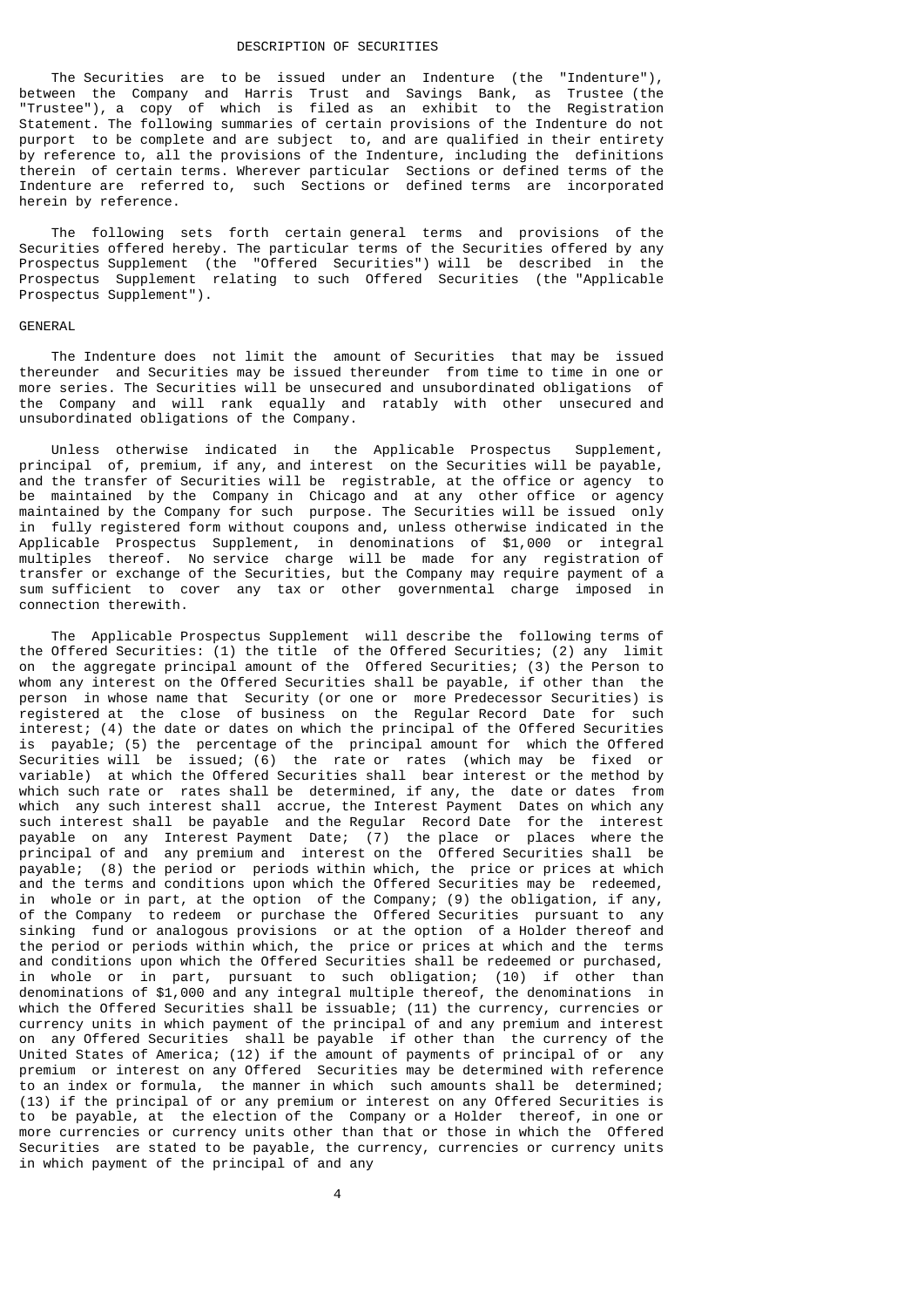## DESCRIPTION OF SECURITIES

The Securities are to be issued under an Indenture (the "Indenture"), between the Company and Harris Trust and Savings Bank, as Trustee (the "Trustee"), a copy of which is filed as an exhibit to the Registration Statement. The following summaries of certain provisions of the Indenture do not purport to be complete and are subject to, and are qualified in their entirety by reference to, all the provisions of the Indenture, including the definitions therein of certain terms. Wherever particular Sections or defined terms of the Indenture are referred to, such Sections or defined terms are incorporated herein by reference.

The following sets forth certain general terms and provisions of the Securities offered hereby. The particular terms of the Securities offered by any Prospectus Supplement (the "Offered Securities") will be described in the Prospectus Supplement relating to such Offered Securities (the "Applicable Prospectus Supplement").

### GENERAL

The Indenture does not limit the amount of Securities that may be issued thereunder and Securities may be issued thereunder from time to time in one or more series. The Securities will be unsecured and unsubordinated obligations of the Company and will rank equally and ratably with other unsecured and unsubordinated obligations of the Company.

Unless otherwise indicated in the Applicable Prospectus Supplement, principal of, premium, if any, and interest on the Securities will be payable, and the transfer of Securities will be registrable, at the office or agency to be maintained by the Company in Chicago and at any other office or agency maintained by the Company for such purpose. The Securities will be issued only in fully registered form without coupons and, unless otherwise indicated in the Applicable Prospectus Supplement, in denominations of $1,000 or integral multiples thereof. No service charge will be made for any registration of transfer or exchange of the Securities, but the Company may require payment of a sum sufficient to cover any tax or other governmental charge imposed in connection therewith.

The Applicable Prospectus Supplement will describe the following terms of the Offered Securities: (1) the title of the Offered Securities; (2) any limit on the aggregate principal amount of the Offered Securities; (3) the Person to whom any interest on the Offered Securities shall be payable, if other than the person in whose name that Security (or one or more Predecessor Securities) is registered at the close of business on the Regular Record Date for such interest; (4) the date or dates on which the principal of the Offered Securities is payable; (5) the percentage of the principal amount for which the Offered Securities will be issued; (6) the rate or rates (which may be fixed or variable) at which the Offered Securities shall bear interest or the method by which such rate or rates shall be determined, if any, the date or dates from which any such interest shall accrue, the Interest Payment Dates on which any such interest shall be payable and the Regular Record Date for the interest payable on any Interest Payment Date; (7) the place or places where the principal of and any premium and interest on the Offered Securities shall be payable; (8) the period or periods within which, the price or prices at which and the terms and conditions upon which the Offered Securities may be redeemed, in whole or in part, at the option of the Company; (9) the obligation, if any, of the Company to redeem or purchase the Offered Securities pursuant to any sinking fund or analogous provisions or at the option of a Holder thereof and the period or periods within which, the price or prices at which and the terms and conditions upon which the Offered Securities shall be redeemed or purchased, in whole or in part, pursuant to such obligation; (10) if other than denominations of $1,000 and any integral multiple thereof, the denominations in which the Offered Securities shall be issuable; (11) the currency, currencies or currency units in which payment of the principal of and any premium and interest on any Offered Securities shall be payable if other than the currency of the United States of America; (12) if the amount of payments of principal of or any premium or interest on any Offered Securities may be determined with reference to an index or formula, the manner in which such amounts shall be determined; (13) if the principal of or any premium or interest on any Offered Securities is to be payable, at the election of the Company or a Holder thereof, in one or more currencies or currency units other than that or those in which the Offered Securities are stated to be payable, the currency, currencies or currency units in which payment of the principal of and any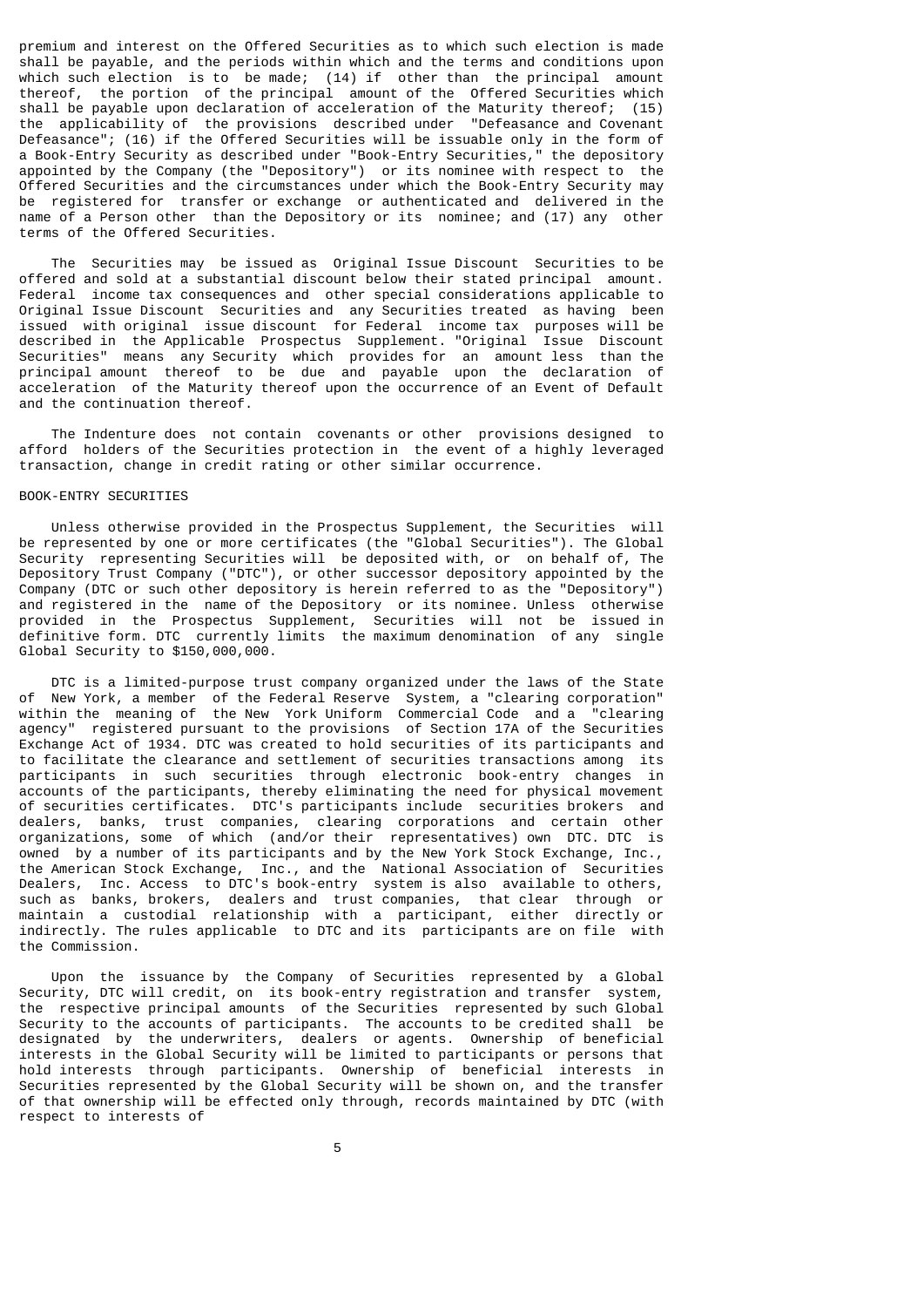premium and interest on the Offered Securities as to which such election is made shall be payable, and the periods within which and the terms and conditions upon which such election is to be made; (14) if other than the principal amount thereof, the portion of the principal amount of the Offered Securities which shall be payable upon declaration of acceleration of the Maturity thereof; (15) the applicability of the provisions described under "Defeasance and Covenant Defeasance"; (16) if the Offered Securities will be issuable only in the form of a Book-Entry Security as described under "Book-Entry Securities," the depository appointed by the Company (the "Depository") or its nominee with respect to the Offered Securities and the circumstances under which the Book-Entry Security may be registered for transfer or exchange or authenticated and delivered in the name of a Person other than the Depository or its nominee; and (17) any other terms of the Offered Securities.

The Securities may be issued as Original Issue Discount Securities to be offered and sold at a substantial discount below their stated principal amount. Federal income tax consequences and other special considerations applicable to Original Issue Discount Securities and any Securities treated as having been issued with original issue discount for Federal income tax purposes will be described in the Applicable Prospectus Supplement. "Original Issue Discount Securities" means any Security which provides for an amount less than the principal amount thereof to be due and payable upon the declaration of acceleration of the Maturity thereof upon the occurrence of an Event of Default and the continuation thereof.

The Indenture does not contain covenants or other provisions designed to afford holders of the Securities protection in the event of a highly leveraged transaction, change in credit rating or other similar occurrence.

BOOK-ENTRY SECURITIES

Unless otherwise provided in the Prospectus Supplement, the Securities will be represented by one or more certificates (the "Global Securities"). The Global Security representing Securities will be deposited with, or on behalf of, The Depository Trust Company ("DTC"), or other successor depository appointed by the Company (DTC or such other depository is herein referred to as the "Depository") and registered in the name of the Depository or its nominee. Unless otherwise provided in the Prospectus Supplement, Securities will not be issued in definitive form. DTC currently limits the maximum denomination of any single Global Security to $150,000,000.

DTC is a limited-purpose trust company organized under the laws of the State of New York, a member of the Federal Reserve System, a "clearing corporation" within the meaning of the New York Uniform Commercial Code and a "clearing agency" registered pursuant to the provisions of Section 17A of the Securities Exchange Act of 1934. DTC was created to hold securities of its participants and to facilitate the clearance and settlement of securities transactions among its participants in such securities through electronic book-entry changes in accounts of the participants, thereby eliminating the need for physical movement of securities certificates. DTC's participants include securities brokers and dealers, banks, trust companies, clearing corporations and certain other organizations, some of which (and/or their representatives) own DTC. DTC is owned by a number of its participants and by the New York Stock Exchange, Inc., the American Stock Exchange, Inc., and the National Association of Securities Dealers, Inc. Access to DTC's book-entry system is also available to others, such as banks, brokers, dealers and trust companies, that clear through or maintain a custodial relationship with a participant, either directly or indirectly. The rules applicable to DTC and its participants are on file with the Commission.

Upon the issuance by the Company of Securities represented by a Global Security, DTC will credit, on its book-entry registration and transfer system, the respective principal amounts of the Securities represented by such Global Security to the accounts of participants. The accounts to be credited shall be designated by the underwriters, dealers or agents. Ownership of beneficial interests in the Global Security will be limited to participants or persons that hold interests through participants. Ownership of beneficial interests in Securities represented by the Global Security will be shown on, and the transfer of that ownership will be effected only through, records maintained by DTC (with respect to interests of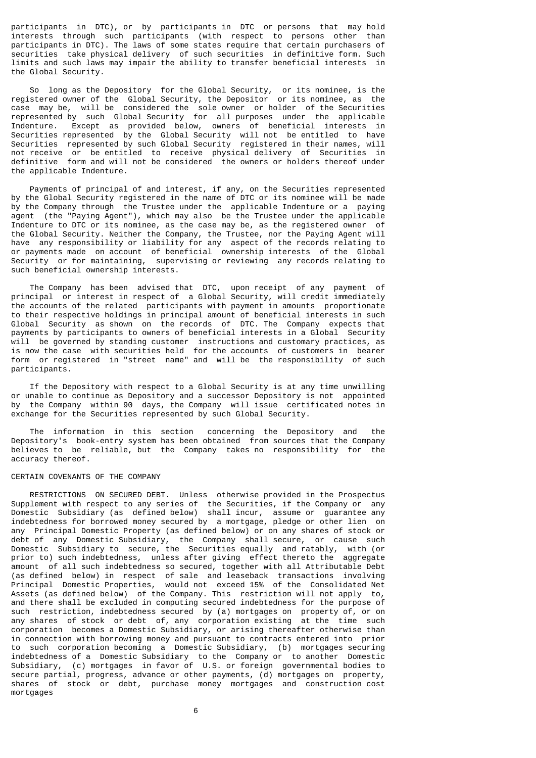participants in DTC), or by participants in DTC or persons that may hold interests through such participants (with respect to persons other than participants in DTC). The laws of some states require that certain purchasers of securities take physical delivery of such securities in definitive form. Such limits and such laws may impair the ability to transfer beneficial interests in the Global Security.

So long as the Depository for the Global Security, or its nominee, is the registered owner of the Global Security, the Depositor or its nominee, as the case may be, will be considered the sole owner or holder of the Securities represented by such Global Security for all purposes under the applicable Indenture. Except as provided below, owners of beneficial interests in Securities represented by the Global Security will not be entitled to have Securities represented by such Global Security registered in their names, will not receive or be entitled to receive physical delivery of Securities in definitive form and will not be considered the owners or holders thereof under the applicable Indenture.

Payments of principal of and interest, if any, on the Securities represented by the Global Security registered in the name of DTC or its nominee will be made by the Company through the Trustee under the applicable Indenture or a paying agent (the "Paying Agent"), which may also be the Trustee under the applicable Indenture to DTC or its nominee, as the case may be, as the registered owner of the Global Security. Neither the Company, the Trustee, nor the Paying Agent will have any responsibility or liability for any aspect of the records relating to or payments made on account of beneficial ownership interests of the Global Security or for maintaining, supervising or reviewing any records relating to such beneficial ownership interests.

The Company has been advised that DTC, upon receipt of any payment of principal or interest in respect of a Global Security, will credit immediately the accounts of the related participants with payment in amounts proportionate to their respective holdings in principal amount of beneficial interests in such Global Security as shown on the records of DTC. The Company expects that payments by participants to owners of beneficial interests in a Global Security will be governed by standing customer instructions and customary practices, as is now the case with securities held for the accounts of customers in bearer form or registered in "street name" and will be the responsibility of such participants.

If the Depository with respect to a Global Security is at any time unwilling or unable to continue as Depository and a successor Depository is not appointed by the Company within 90 days, the Company will issue certificated notes in exchange for the Securities represented by such Global Security.

The information in this section concerning the Depository and the Depository's book-entry system has been obtained from sources that the Company believes to be reliable, but the Company takes no responsibility for the accuracy thereof.

## CERTAIN COVENANTS OF THE COMPANY

RESTRICTIONS ON SECURED DEBT. Unless otherwise provided in the Prospectus Supplement with respect to any series of the Securities, if the Company or any Domestic Subsidiary (as defined below) shall incur, assume or guarantee any indebtedness for borrowed money secured by a mortgage, pledge or other lien on any Principal Domestic Property (as defined below) or on any shares of stock or debt of any Domestic Subsidiary, the Company shall secure, or cause such Domestic Subsidiary to secure, the Securities equally and ratably, with (or prior to) such indebtedness, unless after giving effect thereto the aggregate amount of all such indebtedness so secured, together with all Attributable Debt (as defined below) in respect of sale and leaseback transactions involving Principal Domestic Properties, would not exceed 15% of the Consolidated Net Assets (as defined below) of the Company. This restriction will not apply to, and there shall be excluded in computing secured indebtedness for the purpose of such restriction, indebtedness secured by (a) mortgages on property of, or on any shares of stock or debt of, any corporation existing at the time such corporation becomes a Domestic Subsidiary, or arising thereafter otherwise than in connection with borrowing money and pursuant to contracts entered into prior to such corporation becoming a Domestic Subsidiary, (b) mortgages securing indebtedness of a Domestic Subsidiary to the Company or to another Domestic Subsidiary, (c) mortgages in favor of U.S. or foreign governmental bodies to secure partial, progress, advance or other payments, (d) mortgages on property, shares of stock or debt, purchase money mortgages and construction cost mortgages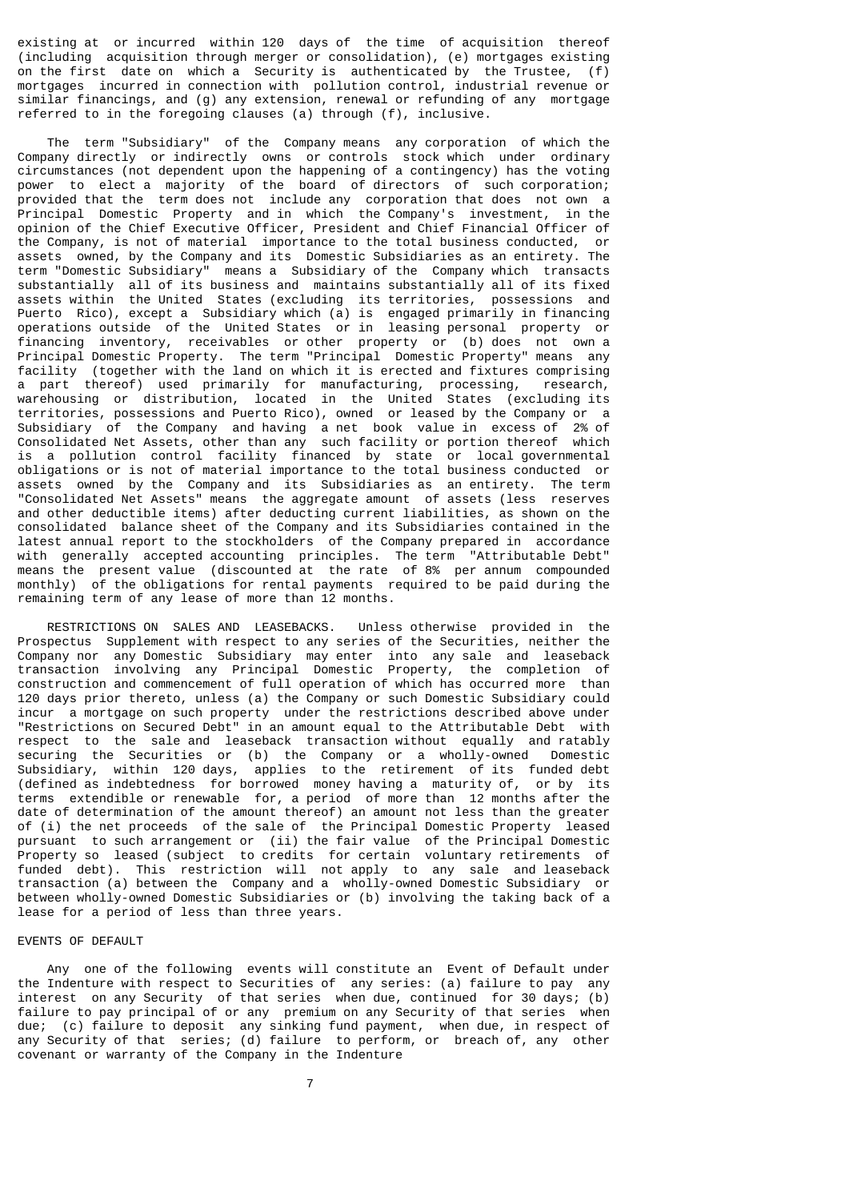existing at or incurred within 120 days of the time of acquisition thereof (including acquisition through merger or consolidation), (e) mortgages existing on the first date on which a Security is authenticated by the Trustee, (f) mortgages incurred in connection with pollution control, industrial revenue or similar financings, and (g) any extension, renewal or refunding of any mortgage referred to in the foregoing clauses (a) through (f), inclusive.

The term "Subsidiary" of the Company means any corporation of which the Company directly or indirectly owns or controls stock which under ordinary circumstances (not dependent upon the happening of a contingency) has the voting power to elect a majority of the board of directors of such corporation; provided that the term does not include any corporation that does not own a Principal Domestic Property and in which the Company's investment, in the opinion of the Chief Executive Officer, President and Chief Financial Officer of the Company, is not of material importance to the total business conducted, or assets owned, by the Company and its Domestic Subsidiaries as an entirety. The term "Domestic Subsidiary" means a Subsidiary of the Company which transacts substantially all of its business and maintains substantially all of its fixed assets within the United States (excluding its territories, possessions and Puerto Rico), except a Subsidiary which (a) is engaged primarily in financing operations outside of the United States or in leasing personal property or financing inventory, receivables or other property or (b) does not own a Principal Domestic Property. The term "Principal Domestic Property" means any facility (together with the land on which it is erected and fixtures comprising a part thereof) used primarily for manufacturing, processing, research, warehousing or distribution, located in the United States (excluding its territories, possessions and Puerto Rico), owned or leased by the Company or a Subsidiary of the Company and having a net book value in excess of 2% of Consolidated Net Assets, other than any such facility or portion thereof which is a pollution control facility financed by state or local governmental obligations or is not of material importance to the total business conducted or assets owned by the Company and its Subsidiaries as an entirety. The term "Consolidated Net Assets" means the aggregate amount of assets (less reserves and other deductible items) after deducting current liabilities, as shown on the consolidated balance sheet of the Company and its Subsidiaries contained in the latest annual report to the stockholders of the Company prepared in accordance with generally accepted accounting principles. The term "Attributable Debt" means the present value (discounted at the rate of 8% per annum compounded monthly) of the obligations for rental payments required to be paid during the remaining term of any lease of more than 12 months.

RESTRICTIONS ON SALES AND LEASEBACKS. Unless otherwise provided in the Prospectus Supplement with respect to any series of the Securities, neither the Company nor any Domestic Subsidiary may enter into any sale and leaseback transaction involving any Principal Domestic Property, the completion of construction and commencement of full operation of which has occurred more than 120 days prior thereto, unless (a) the Company or such Domestic Subsidiary could incur a mortgage on such property under the restrictions described above under "Restrictions on Secured Debt" in an amount equal to the Attributable Debt with respect to the sale and leaseback transaction without equally and ratably securing the Securities or (b) the Company or a wholly-owned Domestic Subsidiary, within 120 days, applies to the retirement of its funded debt (defined as indebtedness for borrowed money having a maturity of, or by its terms extendible or renewable for, a period of more than 12 months after the date of determination of the amount thereof) an amount not less than the greater of (i) the net proceeds of the sale of the Principal Domestic Property leased pursuant to such arrangement or (ii) the fair value of the Principal Domestic Property so leased (subject to credits for certain voluntary retirements of funded debt). This restriction will not apply to any sale and leaseback transaction (a) between the Company and a wholly-owned Domestic Subsidiary or between wholly-owned Domestic Subsidiaries or (b) involving the taking back of a lease for a period of less than three years.

## EVENTS OF DEFAULT

Any one of the following events will constitute an Event of Default under the Indenture with respect to Securities of any series: (a) failure to pay any interest on any Security of that series when due, continued for 30 days; (b) failure to pay principal of or any premium on any Security of that series when due; (c) failure to deposit any sinking fund payment, when due, in respect of any Security of that series; (d) failure to perform, or breach of, any other covenant or warranty of the Company in the Indenture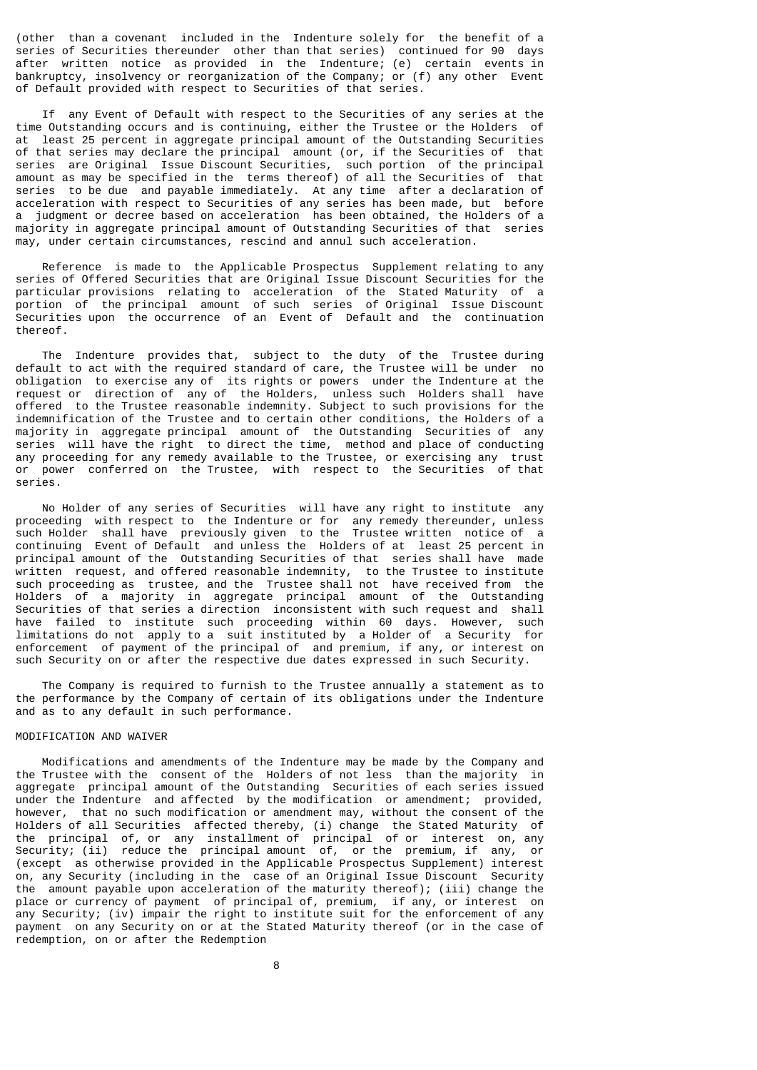(other than a covenant included in the Indenture solely for the benefit of a series of Securities thereunder other than that series) continued for 90 days after written notice as provided in the Indenture; (e) certain events in bankruptcy, insolvency or reorganization of the Company; or (f) any other Event of Default provided with respect to Securities of that series.

If any Event of Default with respect to the Securities of any series at the time Outstanding occurs and is continuing, either the Trustee or the Holders of at least 25 percent in aggregate principal amount of the Outstanding Securities of that series may declare the principal amount (or, if the Securities of that series are Original Issue Discount Securities, such portion of the principal amount as may be specified in the terms thereof) of all the Securities of that series to be due and payable immediately. At any time after a declaration of acceleration with respect to Securities of any series has been made, but before a judgment or decree based on acceleration has been obtained, the Holders of a majority in aggregate principal amount of Outstanding Securities of that series may, under certain circumstances, rescind and annul such acceleration.

Reference is made to the Applicable Prospectus Supplement relating to any series of Offered Securities that are Original Issue Discount Securities for the particular provisions relating to acceleration of the Stated Maturity of a portion of the principal amount of such series of Original Issue Discount Securities upon the occurrence of an Event of Default and the continuation thereof.

The Indenture provides that, subject to the duty of the Trustee during default to act with the required standard of care, the Trustee will be under no obligation to exercise any of its rights or powers under the Indenture at the request or direction of any of the Holders, unless such Holders shall have offered to the Trustee reasonable indemnity. Subject to such provisions for the indemnification of the Trustee and to certain other conditions, the Holders of a majority in aggregate principal amount of the Outstanding Securities of any series will have the right to direct the time, method and place of conducting any proceeding for any remedy available to the Trustee, or exercising any trust or power conferred on the Trustee, with respect to the Securities of that series.

No Holder of any series of Securities will have any right to institute any proceeding with respect to the Indenture or for any remedy thereunder, unless such Holder shall have previously given to the Trustee written notice of a continuing Event of Default and unless the Holders of at least 25 percent in principal amount of the Outstanding Securities of that series shall have made written request, and offered reasonable indemnity, to the Trustee to institute such proceeding as trustee, and the Trustee shall not have received from the Holders of a majority in aggregate principal amount of the Outstanding Securities of that series a direction inconsistent with such request and shall have failed to institute such proceeding within 60 days. However, such limitations do not apply to a suit instituted by a Holder of a Security for enforcement of payment of the principal of and premium, if any, or interest on such Security on or after the respective due dates expressed in such Security.

The Company is required to furnish to the Trustee annually a statement as to the performance by the Company of certain of its obligations under the Indenture and as to any default in such performance.

## MODIFICATION AND WAIVER

Modifications and amendments of the Indenture may be made by the Company and the Trustee with the consent of the Holders of not less than the majority in aggregate principal amount of the Outstanding Securities of each series issued under the Indenture and affected by the modification or amendment; provided, however, that no such modification or amendment may, without the consent of the Holders of all Securities affected thereby, (i) change the Stated Maturity of the principal of, or any installment of principal of or interest on, any Security; (ii) reduce the principal amount of, or the premium, if any, or (except as otherwise provided in the Applicable Prospectus Supplement) interest on, any Security (including in the case of an Original Issue Discount Security the amount payable upon acceleration of the maturity thereof); (iii) change the place or currency of payment of principal of, premium, if any, or interest on any Security; (iv) impair the right to institute suit for the enforcement of any payment on any Security on or at the Stated Maturity thereof (or in the case of redemption, on or after the Redemption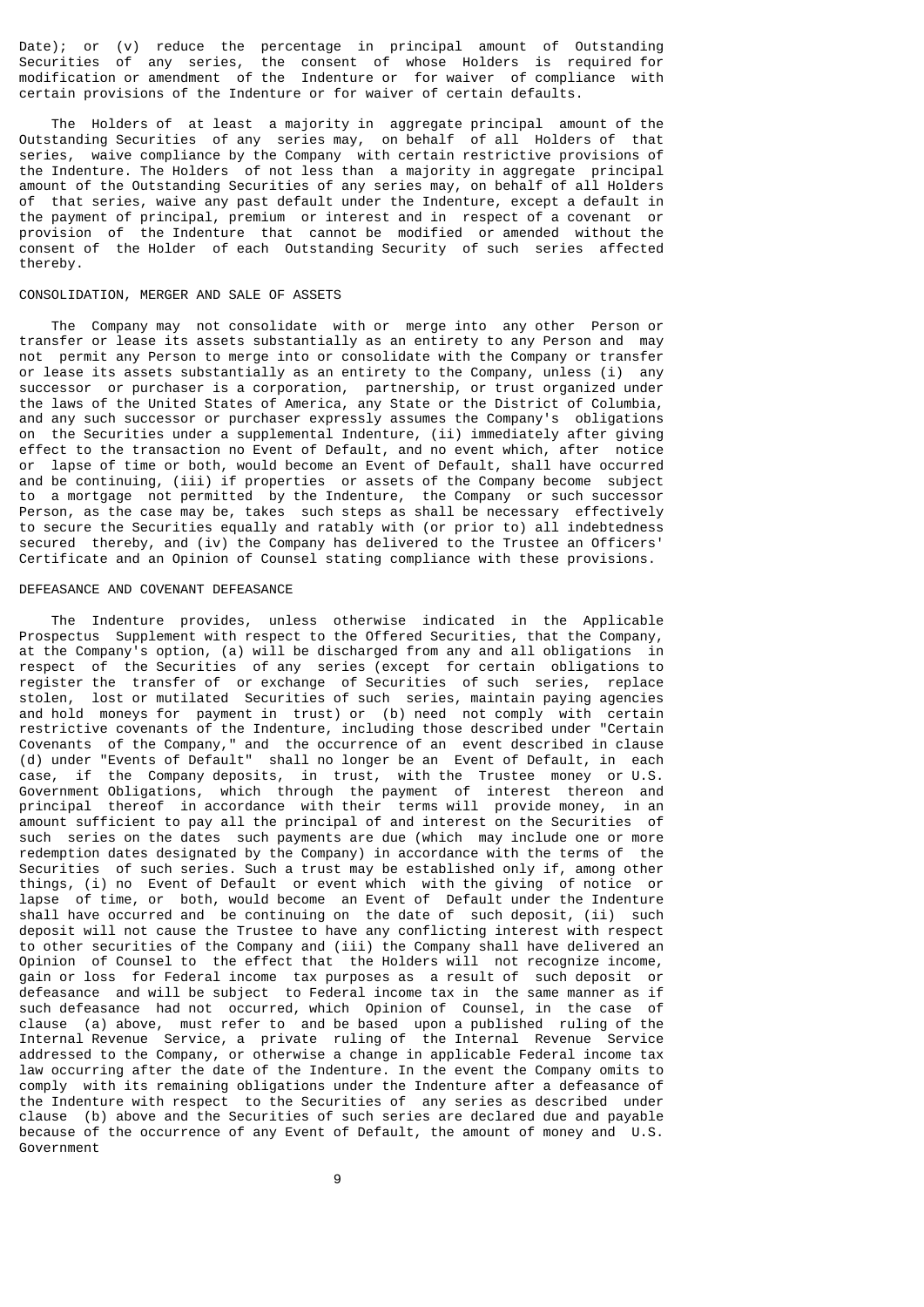Date); or (v) reduce the percentage in principal amount of Outstanding Securities of any series, the consent of whose Holders is required for modification or amendment of the Indenture or for waiver of compliance with certain provisions of the Indenture or for waiver of certain defaults.

The Holders of at least a majority in aggregate principal amount of the Outstanding Securities of any series may, on behalf of all Holders of that series, waive compliance by the Company with certain restrictive provisions of the Indenture. The Holders of not less than a majority in aggregate principal amount of the Outstanding Securities of any series may, on behalf of all Holders of that series, waive any past default under the Indenture, except a default in the payment of principal, premium or interest and in respect of a covenant or provision of the Indenture that cannot be modified or amended without the consent of the Holder of each Outstanding Security of such series affected thereby.

## CONSOLIDATION, MERGER AND SALE OF ASSETS

The Company may not consolidate with or merge into any other Person or transfer or lease its assets substantially as an entirety to any Person and may not permit any Person to merge into or consolidate with the Company or transfer or lease its assets substantially as an entirety to the Company, unless (i) any successor or purchaser is a corporation, partnership, or trust organized under the laws of the United States of America, any State or the District of Columbia, and any such successor or purchaser expressly assumes the Company's obligations on the Securities under a supplemental Indenture, (ii) immediately after giving effect to the transaction no Event of Default, and no event which, after notice or lapse of time or both, would become an Event of Default, shall have occurred and be continuing, (iii) if properties or assets of the Company become subject to a mortgage not permitted by the Indenture, the Company or such successor Person, as the case may be, takes such steps as shall be necessary effectively to secure the Securities equally and ratably with (or prior to) all indebtedness secured thereby, and (iv) the Company has delivered to the Trustee an Officers' Certificate and an Opinion of Counsel stating compliance with these provisions.

## DEFEASANCE AND COVENANT DEFEASANCE

The Indenture provides, unless otherwise indicated in the Applicable Prospectus Supplement with respect to the Offered Securities, that the Company, at the Company's option, (a) will be discharged from any and all obligations in respect of the Securities of any series (except for certain obligations to register the transfer of or exchange of Securities of such series, replace stolen, lost or mutilated Securities of such series, maintain paying agencies and hold moneys for payment in trust) or (b) need not comply with certain restrictive covenants of the Indenture, including those described under "Certain Covenants of the Company," and the occurrence of an event described in clause (d) under "Events of Default" shall no longer be an Event of Default, in each case, if the Company deposits, in trust, with the Trustee money or U.S. Government Obligations, which through the payment of interest thereon and principal thereof in accordance with their terms will provide money, in an amount sufficient to pay all the principal of and interest on the Securities of such series on the dates such payments are due (which may include one or more redemption dates designated by the Company) in accordance with the terms of the Securities of such series. Such a trust may be established only if, among other things, (i) no Event of Default or event which with the giving of notice or lapse of time, or both, would become an Event of Default under the Indenture shall have occurred and be continuing on the date of such deposit, (ii) such deposit will not cause the Trustee to have any conflicting interest with respect to other securities of the Company and (iii) the Company shall have delivered an Opinion of Counsel to the effect that the Holders will not recognize income, gain or loss for Federal income tax purposes as a result of such deposit or defeasance and will be subject to Federal income tax in the same manner as if such defeasance had not occurred, which Opinion of Counsel, in the case of clause (a) above, must refer to and be based upon a published ruling of the Internal Revenue Service, a private ruling of the Internal Revenue Service addressed to the Company, or otherwise a change in applicable Federal income tax law occurring after the date of the Indenture. In the event the Company omits to comply with its remaining obligations under the Indenture after a defeasance of the Indenture with respect to the Securities of any series as described under clause (b) above and the Securities of such series are declared due and payable because of the occurrence of any Event of Default, the amount of money and U.S. Government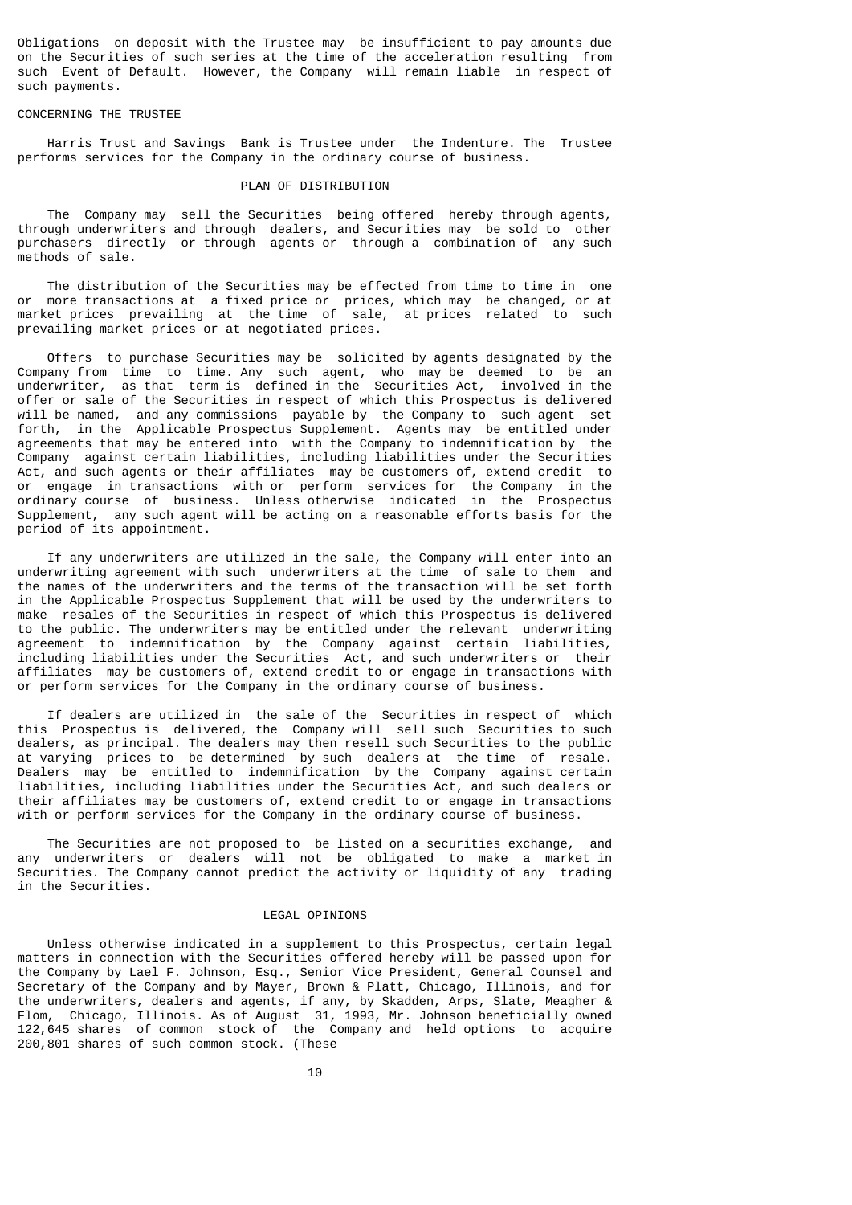Obligations on deposit with the Trustee may be insufficient to pay amounts due on the Securities of such series at the time of the acceleration resulting from such Event of Default. However, the Company will remain liable in respect of such payments.

### CONCERNING THE TRUSTEE

Harris Trust and Savings Bank is Trustee under the Indenture. The Trustee performs services for the Company in the ordinary course of business.

## PLAN OF DISTRIBUTION

The Company may sell the Securities being offered hereby through agents, through underwriters and through dealers, and Securities may be sold to other purchasers directly or through agents or through a combination of any such methods of sale.

The distribution of the Securities may be effected from time to time in one or more transactions at a fixed price or prices, which may be changed, or at market prices prevailing at the time of sale, at prices related to such prevailing market prices or at negotiated prices.

Offers to purchase Securities may be solicited by agents designated by the Company from time to time. Any such agent, who may be deemed to be an underwriter, as that term is defined in the Securities Act, involved in the offer or sale of the Securities in respect of which this Prospectus is delivered will be named, and any commissions payable by the Company to such agent set forth, in the Applicable Prospectus Supplement. Agents may be entitled under agreements that may be entered into with the Company to indemnification by the Company against certain liabilities, including liabilities under the Securities Act, and such agents or their affiliates may be customers of, extend credit to or engage in transactions with or perform services for the Company in the ordinary course of business. Unless otherwise indicated in the Prospectus Supplement, any such agent will be acting on a reasonable efforts basis for the period of its appointment.

If any underwriters are utilized in the sale, the Company will enter into an underwriting agreement with such underwriters at the time of sale to them and the names of the underwriters and the terms of the transaction will be set forth in the Applicable Prospectus Supplement that will be used by the underwriters to make resales of the Securities in respect of which this Prospectus is delivered to the public. The underwriters may be entitled under the relevant underwriting agreement to indemnification by the Company against certain liabilities, including liabilities under the Securities Act, and such underwriters or their affiliates may be customers of, extend credit to or engage in transactions with or perform services for the Company in the ordinary course of business.

If dealers are utilized in the sale of the Securities in respect of which this Prospectus is delivered, the Company will sell such Securities to such dealers, as principal. The dealers may then resell such Securities to the public at varying prices to be determined by such dealers at the time of resale. Dealers may be entitled to indemnification by the Company against certain liabilities, including liabilities under the Securities Act, and such dealers or their affiliates may be customers of, extend credit to or engage in transactions with or perform services for the Company in the ordinary course of business.

The Securities are not proposed to be listed on a securities exchange, and any underwriters or dealers will not be obligated to make a market in Securities. The Company cannot predict the activity or liquidity of any trading in the Securities.

## LEGAL OPINIONS

Unless otherwise indicated in a supplement to this Prospectus, certain legal matters in connection with the Securities offered hereby will be passed upon for the Company by Lael F. Johnson, Esq., Senior Vice President, General Counsel and Secretary of the Company and by Mayer, Brown & Platt, Chicago, Illinois, and for the underwriters, dealers and agents, if any, by Skadden, Arps, Slate, Meagher & Flom, Chicago, Illinois. As of August 31, 1993, Mr. Johnson beneficially owned 122,645 shares of common stock of the Company and held options to acquire 200,801 shares of such common stock. (These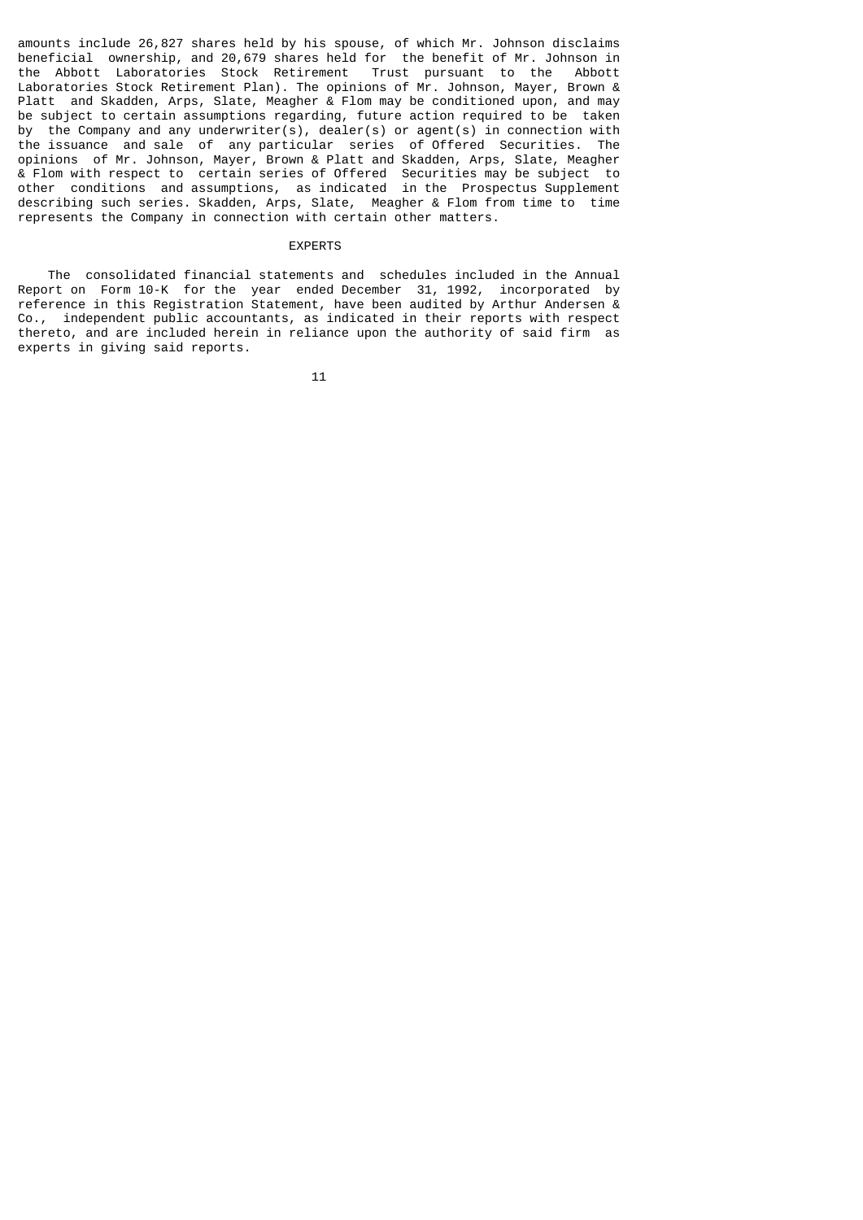amounts include 26,827 shares held by his spouse, of which Mr. Johnson disclaims beneficial ownership, and 20,679 shares held for the benefit of Mr. Johnson in the Abbott Laboratories Stock Retirement Trust pursuant to the Abbott Laboratories Stock Retirement Plan). The opinions of Mr. Johnson, Mayer, Brown & Platt and Skadden, Arps, Slate, Meagher & Flom may be conditioned upon, and may be subject to certain assumptions regarding, future action required to be taken by the Company and any underwriter(s), dealer(s) or agent(s) in connection with the issuance and sale of any particular series of Offered Securities. The opinions of Mr. Johnson, Mayer, Brown & Platt and Skadden, Arps, Slate, Meagher & Flom with respect to certain series of Offered Securities may be subject to other conditions and assumptions, as indicated in the Prospectus Supplement describing such series. Skadden, Arps, Slate, Meagher & Flom from time to time represents the Company in connection with certain other matters.

## EXPERTS

The consolidated financial statements and schedules included in the Annual Report on Form 10-K for the year ended December 31, 1992, incorporated by reference in this Registration Statement, have been audited by Arthur Andersen & Co., independent public accountants, as indicated in their reports with respect thereto, and are included herein in reliance upon the authority of said firm as experts in giving said reports.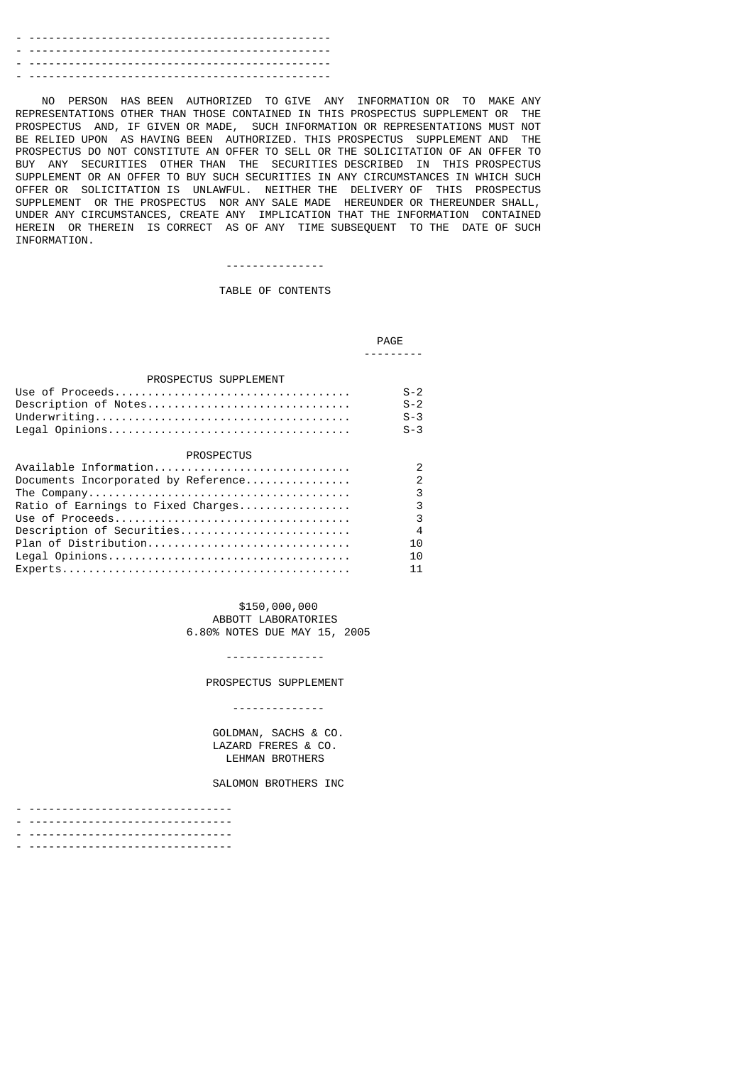NO PERSON HAS BEEN AUTHORIZED TO GIVE ANY INFORMATION OR TO MAKE ANY REPRESENTATIONS OTHER THAN THOSE CONTAINED IN THIS PROSPECTUS SUPPLEMENT OR THE PROSPECTUS AND, IF GIVEN OR MADE, SUCH INFORMATION OR REPRESENTATIONS MUST NOT BE RELIED UPON AS HAVING BEEN AUTHORIZED. THIS PROSPECTUS SUPPLEMENT AND THE PROSPECTUS DO NOT CONSTITUTE AN OFFER TO SELL OR THE SOLICITATION OF AN OFFER TO BUY ANY SECURITIES OTHER THAN THE SECURITIES DESCRIBED IN THIS PROSPECTUS SUPPLEMENT OR AN OFFER TO BUY SUCH SECURITIES IN ANY CIRCUMSTANCES IN WHICH SUCH OFFER OR SOLICITATION IS UNLAWFUL. NEITHER THE DELIVERY OF THIS PROSPECTUS SUPPLEMENT OR THE PROSPECTUS NOR ANY SALE MADE HEREUNDER OR THEREUNDER SHALL, UNDER ANY CIRCUMSTANCES, CREATE ANY IMPLICATION THAT THE INFORMATION CONTAINED HEREIN OR THEREIN IS CORRECT AS OF ANY TIME SUBSEQUENT TO THE DATE OF SUCH INFORMATION.

---------------

## TABLE OF CONTENTS

| | PAGE |
|---|---|
| **PROSPECTUS SUPPLEMENT** | |
| Use of Proceeds | S-2 |
| Description of Notes | S-2 |
| Underwriting | S-3 |
| Legal Opinions | S-3 |
| **PROSPECTUS** | |
| Available Information | 2 |
| Documents Incorporated by Reference | 2 |
| The Company | 3 |
| Ratio of Earnings to Fixed Charges | 3 |
| Use of Proceeds | 3 |
| Description of Securities | 4 |
| Plan of Distribution | 10 |
| Legal Opinions | 10 |
| Experts | 11 |

$150,000,000
ABBOTT LABORATORIES
6.80% NOTES DUE MAY 15, 2005

---------------

PROSPECTUS SUPPLEMENT

--------------

GOLDMAN, SACHS & CO.
LAZARD FRERES & CO.
LEHMAN BROTHERS

SALOMON BROTHERS INC